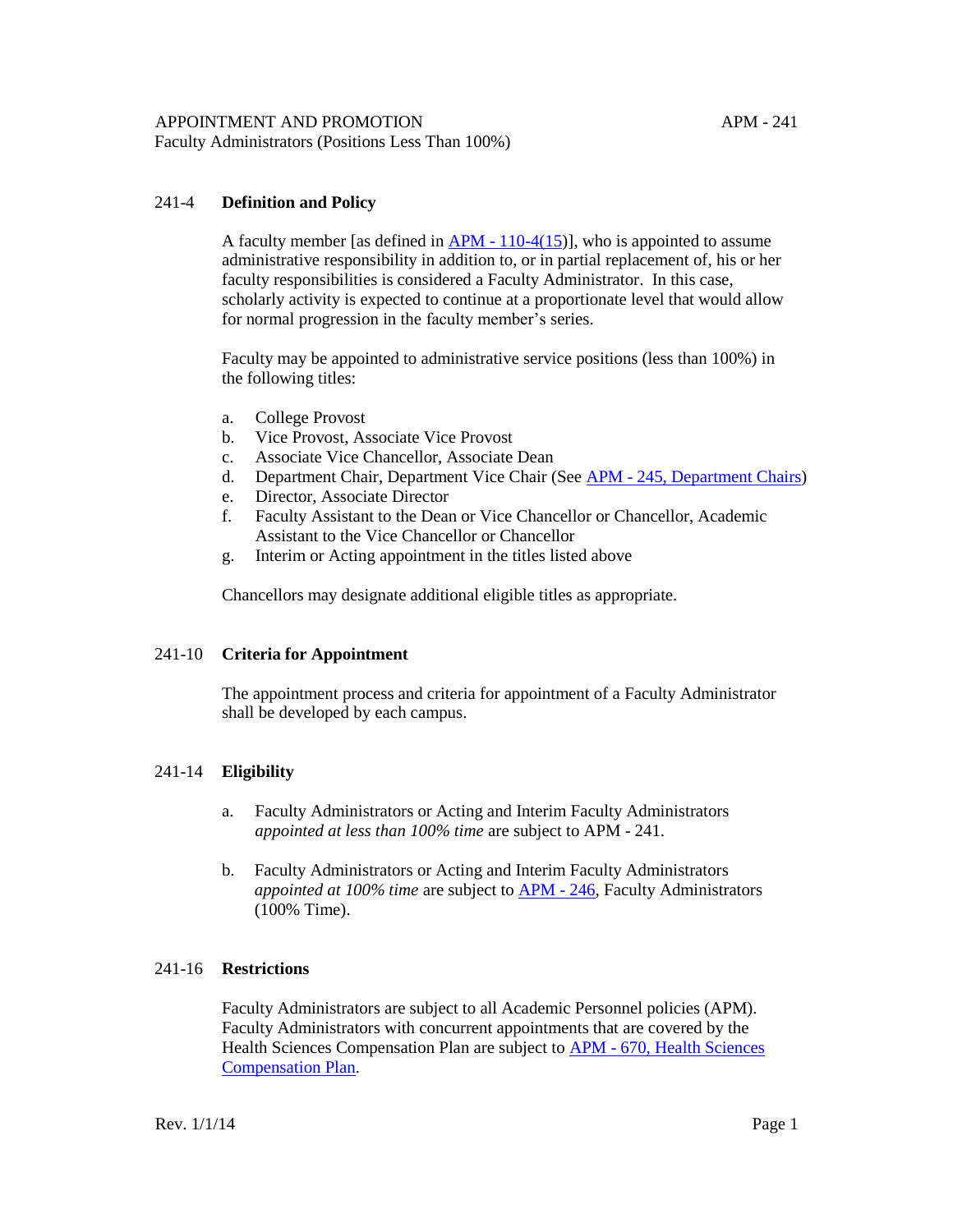APPOINTMENT AND PROMOTION

Faculty Administrators (Positions Less Than 100%)

APM - 241

## 241-4 Definition and Policy

A faculty member [as defined in APM - 110-4(15)], who is appointed to assume administrative responsibility in addition to, or in partial replacement of, his or her faculty responsibilities is considered a Faculty Administrator. In this case, scholarly activity is expected to continue at a proportionate level that would allow for normal progression in the faculty member's series.

Faculty may be appointed to administrative service positions (less than 100%) in the following titles:

a. College Provost
b. Vice Provost, Associate Vice Provost
c. Associate Vice Chancellor, Associate Dean
d. Department Chair, Department Vice Chair (See APM - 245, Department Chairs)
e. Director, Associate Director
f. Faculty Assistant to the Dean or Vice Chancellor or Chancellor, Academic Assistant to the Vice Chancellor or Chancellor
g. Interim or Acting appointment in the titles listed above

Chancellors may designate additional eligible titles as appropriate.

## 241-10 Criteria for Appointment

The appointment process and criteria for appointment of a Faculty Administrator shall be developed by each campus.

## 241-14 Eligibility

a. Faculty Administrators or Acting and Interim Faculty Administrators *appointed at less than 100% time* are subject to APM - 241.

b. Faculty Administrators or Acting and Interim Faculty Administrators *appointed at 100% time* are subject to APM - 246, Faculty Administrators (100% Time).

## 241-16 Restrictions

Faculty Administrators are subject to all Academic Personnel policies (APM). Faculty Administrators with concurrent appointments that are covered by the Health Sciences Compensation Plan are subject to APM - 670, Health Sciences Compensation Plan.

Rev. 1/1/14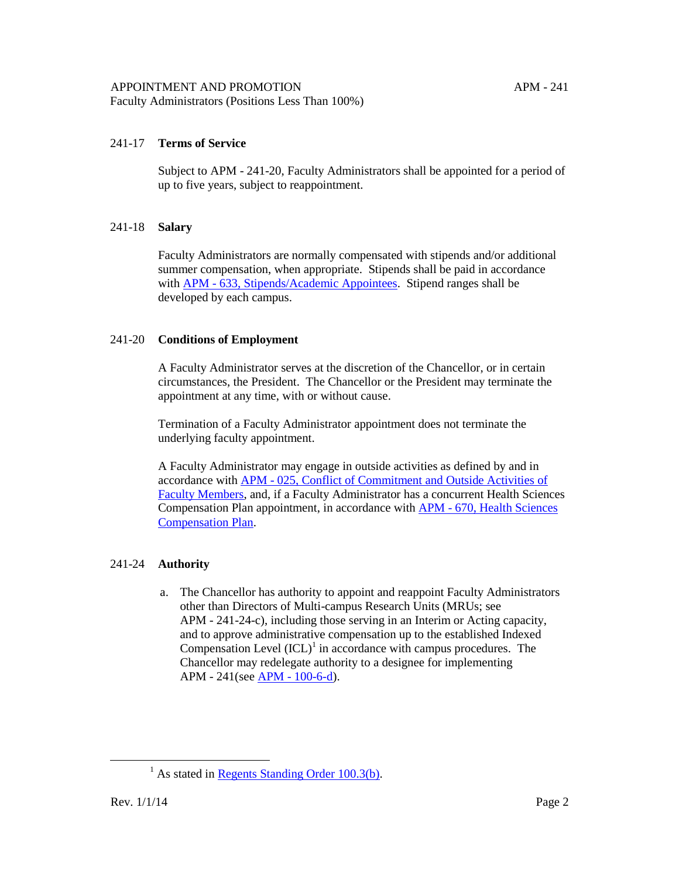## 241-17 Terms of Service

Subject to APM - 241-20, Faculty Administrators shall be appointed for a period of up to five years, subject to reappointment.

## 241-18 Salary

Faculty Administrators are normally compensated with stipends and/or additional summer compensation, when appropriate. Stipends shall be paid in accordance with APM - 633, Stipends/Academic Appointees. Stipend ranges shall be developed by each campus.

## 241-20 Conditions of Employment

A Faculty Administrator serves at the discretion of the Chancellor, or in certain circumstances, the President. The Chancellor or the President may terminate the appointment at any time, with or without cause.

Termination of a Faculty Administrator appointment does not terminate the underlying faculty appointment.

A Faculty Administrator may engage in outside activities as defined by and in accordance with APM - 025, Conflict of Commitment and Outside Activities of Faculty Members, and, if a Faculty Administrator has a concurrent Health Sciences Compensation Plan appointment, in accordance with APM - 670, Health Sciences Compensation Plan.

## 241-24 Authority

a. The Chancellor has authority to appoint and reappoint Faculty Administrators other than Directors of Multi-campus Research Units (MRUs; see APM - 241-24-c), including those serving in an Interim or Acting capacity, and to approve administrative compensation up to the established Indexed Compensation Level (ICL)[1] in accordance with campus procedures. The Chancellor may redelegate authority to a designee for implementing APM - 241(see APM - 100-6-d).

---

[1] As stated in Regents Standing Order 100.3(b).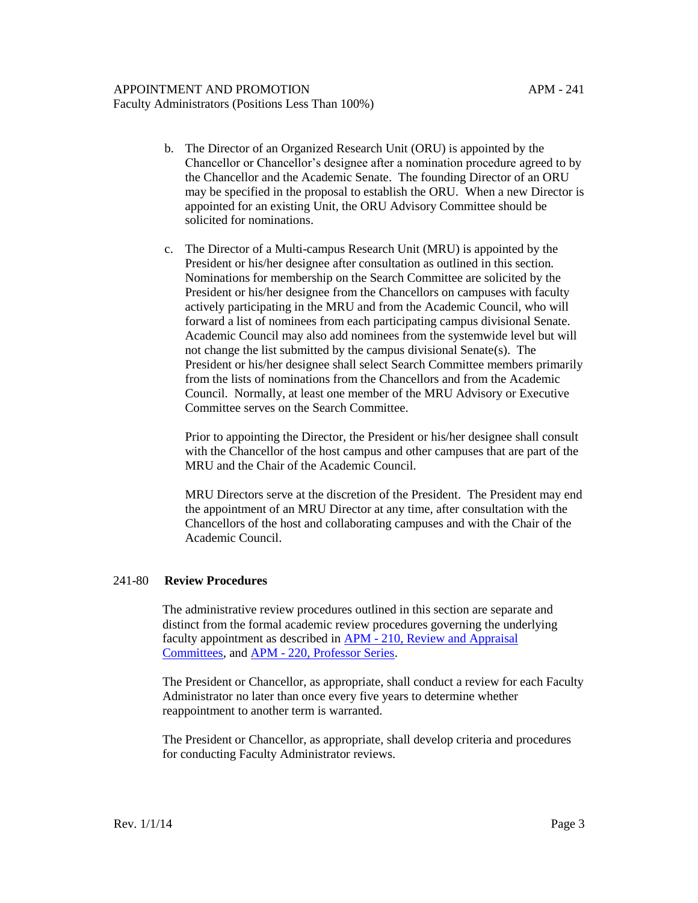b. The Director of an Organized Research Unit (ORU) is appointed by the Chancellor or Chancellor's designee after a nomination procedure agreed to by the Chancellor and the Academic Senate. The founding Director of an ORU may be specified in the proposal to establish the ORU. When a new Director is appointed for an existing Unit, the ORU Advisory Committee should be solicited for nominations.

c. The Director of a Multi-campus Research Unit (MRU) is appointed by the President or his/her designee after consultation as outlined in this section. Nominations for membership on the Search Committee are solicited by the President or his/her designee from the Chancellors on campuses with faculty actively participating in the MRU and from the Academic Council, who will forward a list of nominees from each participating campus divisional Senate. Academic Council may also add nominees from the systemwide level but will not change the list submitted by the campus divisional Senate(s). The President or his/her designee shall select Search Committee members primarily from the lists of nominations from the Chancellors and from the Academic Council. Normally, at least one member of the MRU Advisory or Executive Committee serves on the Search Committee.

   Prior to appointing the Director, the President or his/her designee shall consult with the Chancellor of the host campus and other campuses that are part of the MRU and the Chair of the Academic Council.

   MRU Directors serve at the discretion of the President. The President may end the appointment of an MRU Director at any time, after consultation with the Chancellors of the host and collaborating campuses and with the Chair of the Academic Council.

## 241-80 **Review Procedures**

The administrative review procedures outlined in this section are separate and distinct from the formal academic review procedures governing the underlying faculty appointment as described in APM - 210, Review and Appraisal Committees, and APM - 220, Professor Series.

The President or Chancellor, as appropriate, shall conduct a review for each Faculty Administrator no later than once every five years to determine whether reappointment to another term is warranted.

The President or Chancellor, as appropriate, shall develop criteria and procedures for conducting Faculty Administrator reviews.